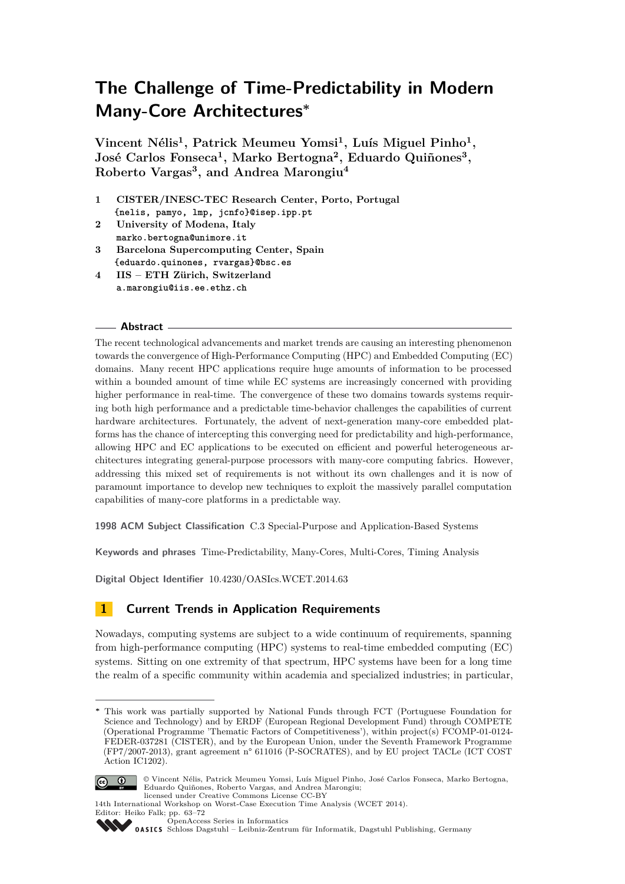# The Challenge of Time-Predictability in Modern Many-Core Architectures*

**Vincent Nélis[1], Patrick Meumeu Yomsi[1], Luís Miguel Pinho[1], José Carlos Fonseca[1], Marko Bertogna[2], Eduardo Quiñones[3], Roberto Vargas[3], and Andrea Marongiu[4]**

1 **CISTER/INESC-TEC Research Center, Porto, Portugal**
{nelis, pamyo, lmp, jcnfo}@isep.ipp.pt

2 **University of Modena, Italy**
marko.bertogna@unimore.it

3 **Barcelona Supercomputing Center, Spain**
{eduardo.quinones, rvargas}@bsc.es

4 **IIS – ETH Zürich, Switzerland**
a.marongiu@iis.ee.ethz.ch

## Abstract

The recent technological advancements and market trends are causing an interesting phenomenon towards the convergence of High-Performance Computing (HPC) and Embedded Computing (EC) domains. Many recent HPC applications require huge amounts of information to be processed within a bounded amount of time while EC systems are increasingly concerned with providing higher performance in real-time. The convergence of these two domains towards systems requiring both high performance and a predictable time-behavior challenges the capabilities of current hardware architectures. Fortunately, the advent of next-generation many-core embedded platforms has the chance of intercepting this converging need for predictability and high-performance, allowing HPC and EC applications to be executed on efficient and powerful heterogeneous architectures integrating general-purpose processors with many-core computing fabrics. However, addressing this mixed set of requirements is not without its own challenges and it is now of paramount importance to develop new techniques to exploit the massively parallel computation capabilities of many-core platforms in a predictable way.

**1998 ACM Subject Classification** C.3 Special-Purpose and Application-Based Systems

**Keywords and phrases** Time-Predictability, Many-Cores, Multi-Cores, Timing Analysis

**Digital Object Identifier** 10.4230/OASIcs.WCET.2014.63

## 1 Current Trends in Application Requirements

Nowadays, computing systems are subject to a wide continuum of requirements, spanning from high-performance computing (HPC) systems to real-time embedded computing (EC) systems. Sitting on one extremity of that spectrum, HPC systems have been for a long time the realm of a specific community within academia and specialized industries; in particular,

* This work was partially supported by National Funds through FCT (Portuguese Foundation for Science and Technology) and by ERDF (European Regional Development Fund) through COMPETE (Operational Programme 'Thematic Factors of Competitiveness'), within project(s) FCOMP-01-0124-FEDER-037281 (CISTER), and by the European Union, under the Seventh Framework Programme (FP7/2007-2013), grant agreement n° 611016 (P-SOCRATES), and by EU project TACLe (ICT COST Action IC1202).

© Vincent Nélis, Patrick Meumeu Yomsi, Luís Miguel Pinho, José Carlos Fonseca, Marko Bertogna, Eduardo Quiñones, Roberto Vargas, and Andrea Marongiu;
licensed under Creative Commons License CC-BY
14th International Workshop on Worst-Case Execution Time Analysis (WCET 2014).
Editor: Heiko Falk; pp. 63–72
OpenAccess Series in Informatics
Schloss Dagstuhl – Leibniz-Zentrum für Informatik, Dagstuhl Publishing, Germany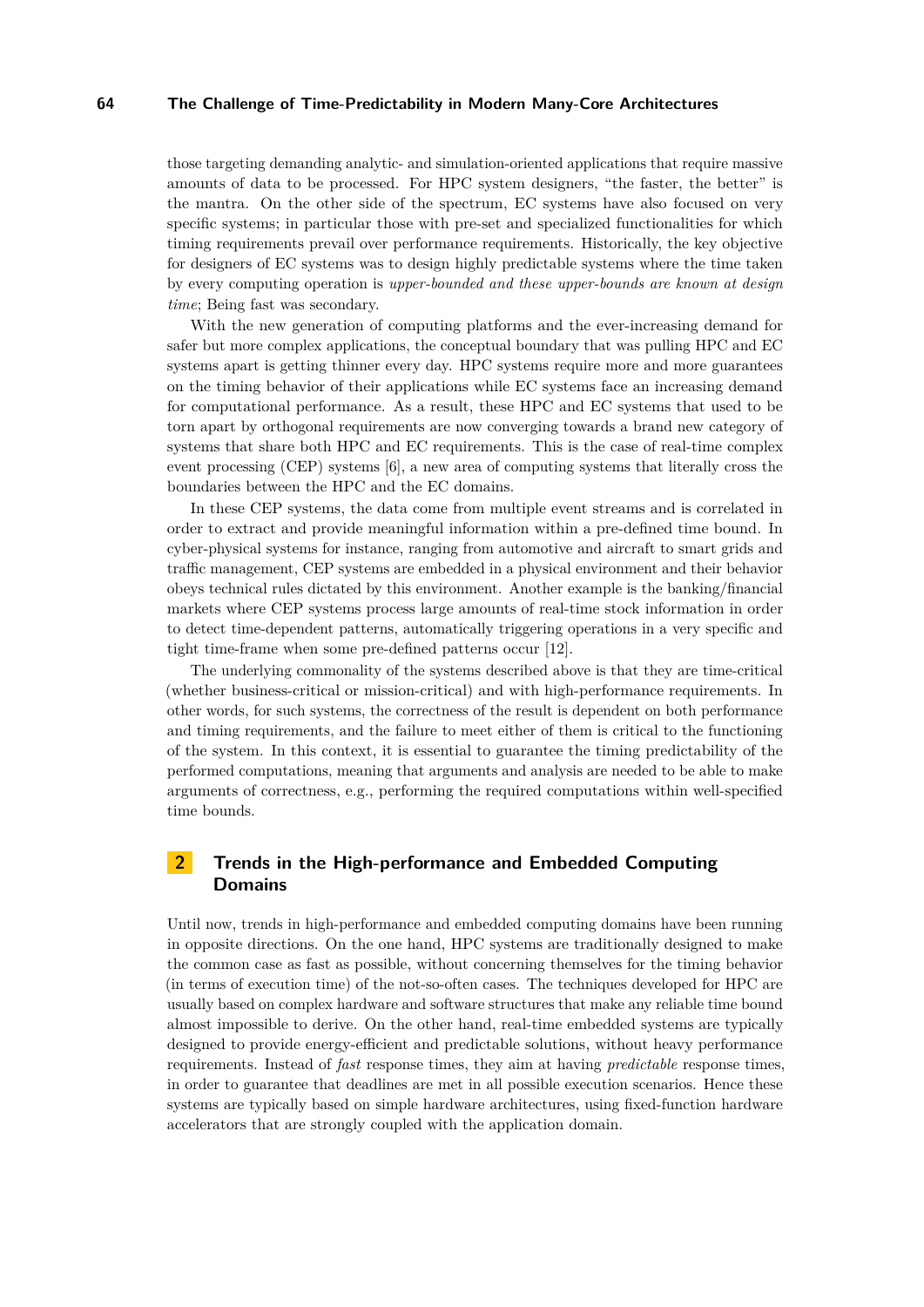those targeting demanding analytic- and simulation-oriented applications that require massive amounts of data to be processed. For HPC system designers, "the faster, the better" is the mantra. On the other side of the spectrum, EC systems have also focused on very specific systems; in particular those with pre-set and specialized functionalities for which timing requirements prevail over performance requirements. Historically, the key objective for designers of EC systems was to design highly predictable systems where the time taken by every computing operation is *upper-bounded and these upper-bounds are known at design time*; Being fast was secondary.

With the new generation of computing platforms and the ever-increasing demand for safer but more complex applications, the conceptual boundary that was pulling HPC and EC systems apart is getting thinner every day. HPC systems require more and more guarantees on the timing behavior of their applications while EC systems face an increasing demand for computational performance. As a result, these HPC and EC systems that used to be torn apart by orthogonal requirements are now converging towards a brand new category of systems that share both HPC and EC requirements. This is the case of real-time complex event processing (CEP) systems [6], a new area of computing systems that literally cross the boundaries between the HPC and the EC domains.

In these CEP systems, the data come from multiple event streams and is correlated in order to extract and provide meaningful information within a pre-defined time bound. In cyber-physical systems for instance, ranging from automotive and aircraft to smart grids and traffic management, CEP systems are embedded in a physical environment and their behavior obeys technical rules dictated by this environment. Another example is the banking/financial markets where CEP systems process large amounts of real-time stock information in order to detect time-dependent patterns, automatically triggering operations in a very specific and tight time-frame when some pre-defined patterns occur [12].

The underlying commonality of the systems described above is that they are time-critical (whether business-critical or mission-critical) and with high-performance requirements. In other words, for such systems, the correctness of the result is dependent on both performance and timing requirements, and the failure to meet either of them is critical to the functioning of the system. In this context, it is essential to guarantee the timing predictability of the performed computations, meaning that arguments and analysis are needed to be able to make arguments of correctness, e.g., performing the required computations within well-specified time bounds.

## 2 Trends in the High-performance and Embedded Computing Domains

Until now, trends in high-performance and embedded computing domains have been running in opposite directions. On the one hand, HPC systems are traditionally designed to make the common case as fast as possible, without concerning themselves for the timing behavior (in terms of execution time) of the not-so-often cases. The techniques developed for HPC are usually based on complex hardware and software structures that make any reliable time bound almost impossible to derive. On the other hand, real-time embedded systems are typically designed to provide energy-efficient and predictable solutions, without heavy performance requirements. Instead of *fast* response times, they aim at having *predictable* response times, in order to guarantee that deadlines are met in all possible execution scenarios. Hence these systems are typically based on simple hardware architectures, using fixed-function hardware accelerators that are strongly coupled with the application domain.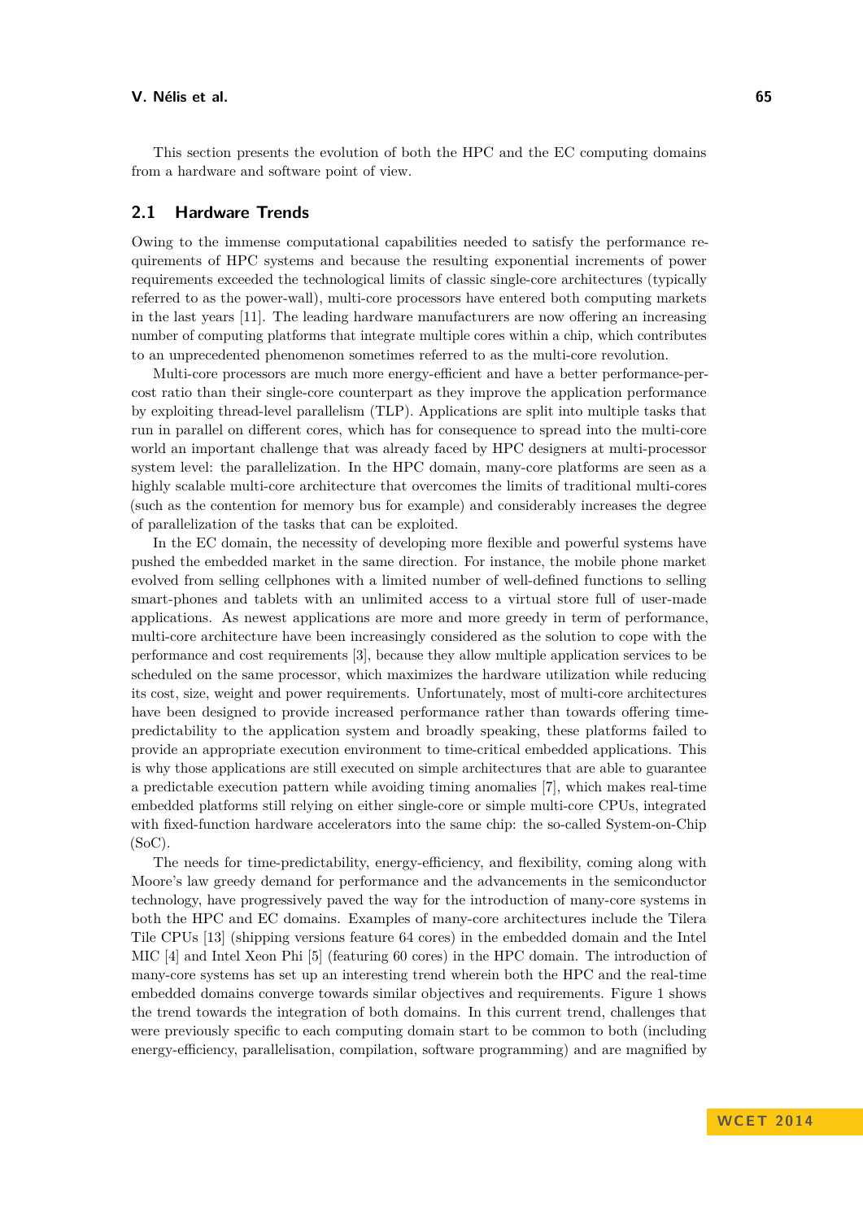This section presents the evolution of both the HPC and the EC computing domains from a hardware and software point of view.

## 2.1 Hardware Trends

Owing to the immense computational capabilities needed to satisfy the performance requirements of HPC systems and because the resulting exponential increments of power requirements exceeded the technological limits of classic single-core architectures (typically referred to as the power-wall), multi-core processors have entered both computing markets in the last years [11]. The leading hardware manufacturers are now offering an increasing number of computing platforms that integrate multiple cores within a chip, which contributes to an unprecedented phenomenon sometimes referred to as the multi-core revolution.

Multi-core processors are much more energy-efficient and have a better performance-per-cost ratio than their single-core counterpart as they improve the application performance by exploiting thread-level parallelism (TLP). Applications are split into multiple tasks that run in parallel on different cores, which has for consequence to spread into the multi-core world an important challenge that was already faced by HPC designers at multi-processor system level: the parallelization. In the HPC domain, many-core platforms are seen as a highly scalable multi-core architecture that overcomes the limits of traditional multi-cores (such as the contention for memory bus for example) and considerably increases the degree of parallelization of the tasks that can be exploited.

In the EC domain, the necessity of developing more flexible and powerful systems have pushed the embedded market in the same direction. For instance, the mobile phone market evolved from selling cellphones with a limited number of well-defined functions to selling smart-phones and tablets with an unlimited access to a virtual store full of user-made applications. As newest applications are more and more greedy in term of performance, multi-core architecture have been increasingly considered as the solution to cope with the performance and cost requirements [3], because they allow multiple application services to be scheduled on the same processor, which maximizes the hardware utilization while reducing its cost, size, weight and power requirements. Unfortunately, most of multi-core architectures have been designed to provide increased performance rather than towards offering time-predictability to the application system and broadly speaking, these platforms failed to provide an appropriate execution environment to time-critical embedded applications. This is why those applications are still executed on simple architectures that are able to guarantee a predictable execution pattern while avoiding timing anomalies [7], which makes real-time embedded platforms still relying on either single-core or simple multi-core CPUs, integrated with fixed-function hardware accelerators into the same chip: the so-called System-on-Chip (SoC).

The needs for time-predictability, energy-efficiency, and flexibility, coming along with Moore's law greedy demand for performance and the advancements in the semiconductor technology, have progressively paved the way for the introduction of many-core systems in both the HPC and EC domains. Examples of many-core architectures include the Tilera Tile CPUs [13] (shipping versions feature 64 cores) in the embedded domain and the Intel MIC [4] and Intel Xeon Phi [5] (featuring 60 cores) in the HPC domain. The introduction of many-core systems has set up an interesting trend wherein both the HPC and the real-time embedded domains converge towards similar objectives and requirements. Figure 1 shows the trend towards the integration of both domains. In this current trend, challenges that were previously specific to each computing domain start to be common to both (including energy-efficiency, parallelisation, compilation, software programming) and are magnified by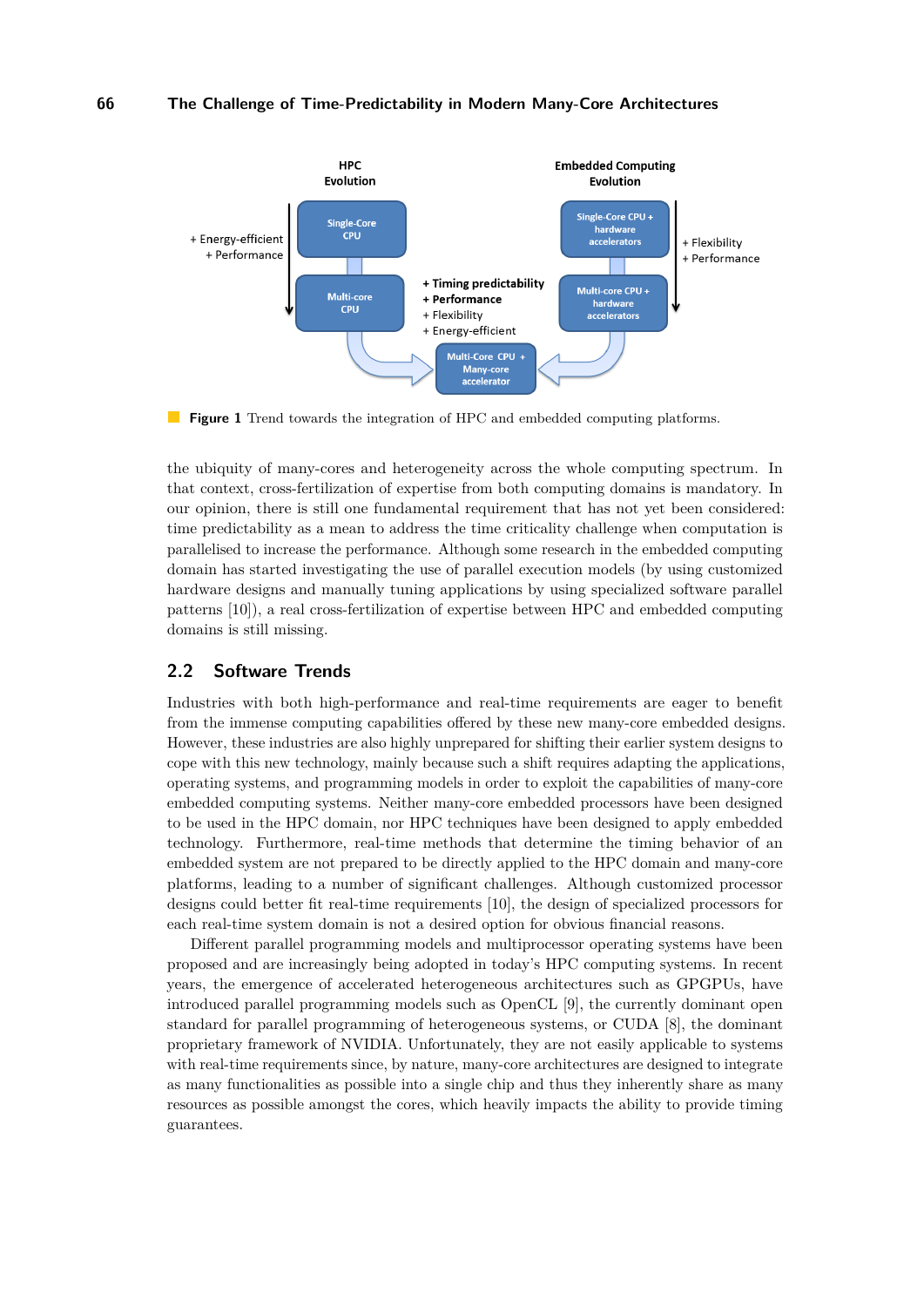**Figure 1** Trend towards the integration of HPC and embedded computing platforms.

the ubiquity of many-cores and heterogeneity across the whole computing spectrum. In that context, cross-fertilization of expertise from both computing domains is mandatory. In our opinion, there is still one fundamental requirement that has not yet been considered: time predictability as a mean to address the time criticality challenge when computation is parallelised to increase the performance. Although some research in the embedded computing domain has started investigating the use of parallel execution models (by using customized hardware designs and manually tuning applications by using specialized software parallel patterns [10]), a real cross-fertilization of expertise between HPC and embedded computing domains is still missing.

## 2.2 Software Trends

Industries with both high-performance and real-time requirements are eager to benefit from the immense computing capabilities offered by these new many-core embedded designs. However, these industries are also highly unprepared for shifting their earlier system designs to cope with this new technology, mainly because such a shift requires adapting the applications, operating systems, and programming models in order to exploit the capabilities of many-core embedded computing systems. Neither many-core embedded processors have been designed to be used in the HPC domain, nor HPC techniques have been designed to apply embedded technology. Furthermore, real-time methods that determine the timing behavior of an embedded system are not prepared to be directly applied to the HPC domain and many-core platforms, leading to a number of significant challenges. Although customized processor designs could better fit real-time requirements [10], the design of specialized processors for each real-time system domain is not a desired option for obvious financial reasons.

Different parallel programming models and multiprocessor operating systems have been proposed and are increasingly being adopted in today's HPC computing systems. In recent years, the emergence of accelerated heterogeneous architectures such as GPGPUs, have introduced parallel programming models such as OpenCL [9], the currently dominant open standard for parallel programming of heterogeneous systems, or CUDA [8], the dominant proprietary framework of NVIDIA. Unfortunately, they are not easily applicable to systems with real-time requirements since, by nature, many-core architectures are designed to integrate as many functionalities as possible into a single chip and thus they inherently share as many resources as possible amongst the cores, which heavily impacts the ability to provide timing guarantees.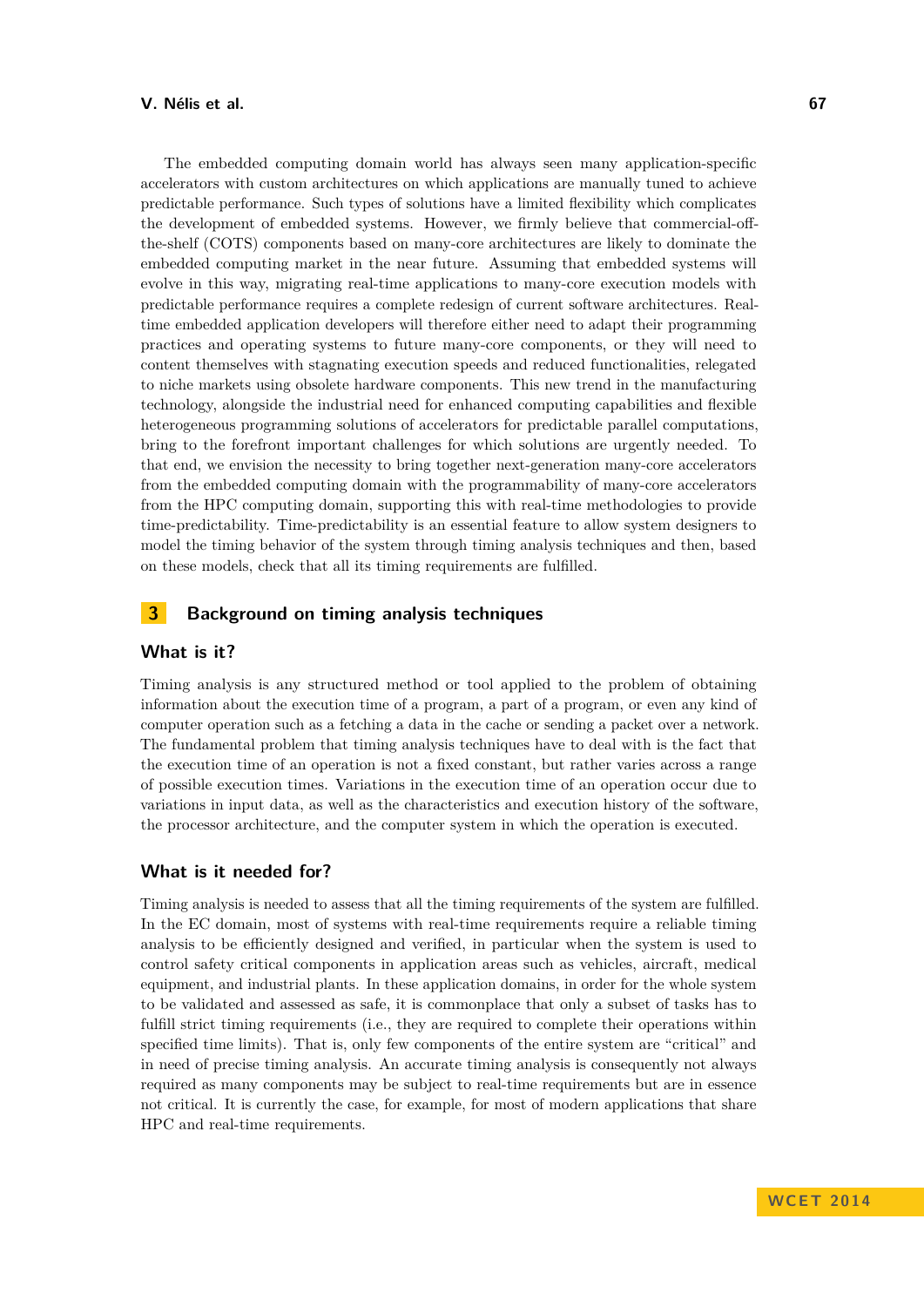The embedded computing domain world has always seen many application-specific accelerators with custom architectures on which applications are manually tuned to achieve predictable performance. Such types of solutions have a limited flexibility which complicates the development of embedded systems. However, we firmly believe that commercial-off-the-shelf (COTS) components based on many-core architectures are likely to dominate the embedded computing market in the near future. Assuming that embedded systems will evolve in this way, migrating real-time applications to many-core execution models with predictable performance requires a complete redesign of current software architectures. Real-time embedded application developers will therefore either need to adapt their programming practices and operating systems to future many-core components, or they will need to content themselves with stagnating execution speeds and reduced functionalities, relegated to niche markets using obsolete hardware components. This new trend in the manufacturing technology, alongside the industrial need for enhanced computing capabilities and flexible heterogeneous programming solutions of accelerators for predictable parallel computations, bring to the forefront important challenges for which solutions are urgently needed. To that end, we envision the necessity to bring together next-generation many-core accelerators from the embedded computing domain with the programmability of many-core accelerators from the HPC computing domain, supporting this with real-time methodologies to provide time-predictability. Time-predictability is an essential feature to allow system designers to model the timing behavior of the system through timing analysis techniques and then, based on these models, check that all its timing requirements are fulfilled.

## 3 Background on timing analysis techniques

### What is it?

Timing analysis is any structured method or tool applied to the problem of obtaining information about the execution time of a program, a part of a program, or even any kind of computer operation such as a fetching a data in the cache or sending a packet over a network. The fundamental problem that timing analysis techniques have to deal with is the fact that the execution time of an operation is not a fixed constant, but rather varies across a range of possible execution times. Variations in the execution time of an operation occur due to variations in input data, as well as the characteristics and execution history of the software, the processor architecture, and the computer system in which the operation is executed.

### What is it needed for?

Timing analysis is needed to assess that all the timing requirements of the system are fulfilled. In the EC domain, most of systems with real-time requirements require a reliable timing analysis to be efficiently designed and verified, in particular when the system is used to control safety critical components in application areas such as vehicles, aircraft, medical equipment, and industrial plants. In these application domains, in order for the whole system to be validated and assessed as safe, it is commonplace that only a subset of tasks has to fulfill strict timing requirements (i.e., they are required to complete their operations within specified time limits). That is, only few components of the entire system are "critical" and in need of precise timing analysis. An accurate timing analysis is consequently not always required as many components may be subject to real-time requirements but are in essence not critical. It is currently the case, for example, for most of modern applications that share HPC and real-time requirements.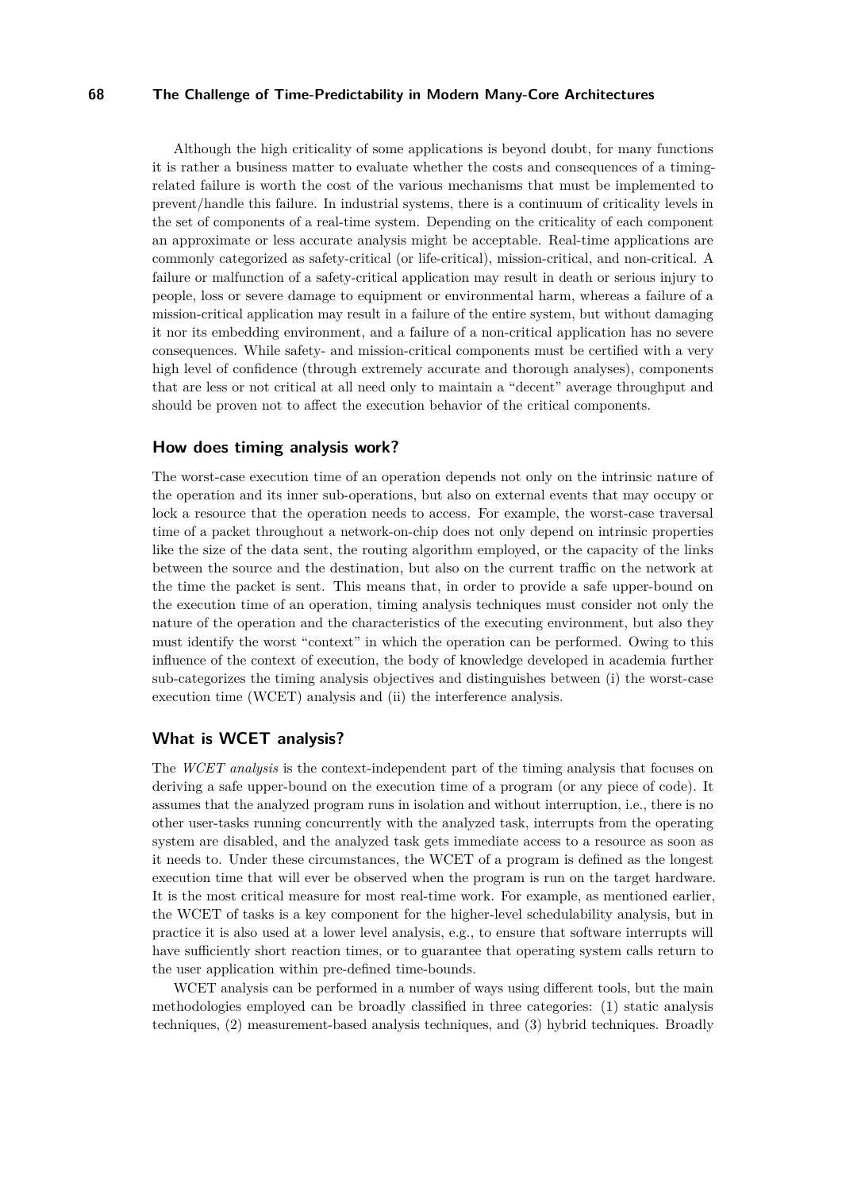Although the high criticality of some applications is beyond doubt, for many functions it is rather a business matter to evaluate whether the costs and consequences of a timing-related failure is worth the cost of the various mechanisms that must be implemented to prevent/handle this failure. In industrial systems, there is a continuum of criticality levels in the set of components of a real-time system. Depending on the criticality of each component an approximate or less accurate analysis might be acceptable. Real-time applications are commonly categorized as safety-critical (or life-critical), mission-critical, and non-critical. A failure or malfunction of a safety-critical application may result in death or serious injury to people, loss or severe damage to equipment or environmental harm, whereas a failure of a mission-critical application may result in a failure of the entire system, but without damaging it nor its embedding environment, and a failure of a non-critical application has no severe consequences. While safety- and mission-critical components must be certified with a very high level of confidence (through extremely accurate and thorough analyses), components that are less or not critical at all need only to maintain a "decent" average throughput and should be proven not to affect the execution behavior of the critical components.

## How does timing analysis work?

The worst-case execution time of an operation depends not only on the intrinsic nature of the operation and its inner sub-operations, but also on external events that may occupy or lock a resource that the operation needs to access. For example, the worst-case traversal time of a packet throughout a network-on-chip does not only depend on intrinsic properties like the size of the data sent, the routing algorithm employed, or the capacity of the links between the source and the destination, but also on the current traffic on the network at the time the packet is sent. This means that, in order to provide a safe upper-bound on the execution time of an operation, timing analysis techniques must consider not only the nature of the operation and the characteristics of the executing environment, but also they must identify the worst "context" in which the operation can be performed. Owing to this influence of the context of execution, the body of knowledge developed in academia further sub-categorizes the timing analysis objectives and distinguishes between (i) the worst-case execution time (WCET) analysis and (ii) the interference analysis.

## What is WCET analysis?

The *WCET analysis* is the context-independent part of the timing analysis that focuses on deriving a safe upper-bound on the execution time of a program (or any piece of code). It assumes that the analyzed program runs in isolation and without interruption, i.e., there is no other user-tasks running concurrently with the analyzed task, interrupts from the operating system are disabled, and the analyzed task gets immediate access to a resource as soon as it needs to. Under these circumstances, the WCET of a program is defined as the longest execution time that will ever be observed when the program is run on the target hardware. It is the most critical measure for most real-time work. For example, as mentioned earlier, the WCET of tasks is a key component for the higher-level schedulability analysis, but in practice it is also used at a lower level analysis, e.g., to ensure that software interrupts will have sufficiently short reaction times, or to guarantee that operating system calls return to the user application within pre-defined time-bounds.

WCET analysis can be performed in a number of ways using different tools, but the main methodologies employed can be broadly classified in three categories: (1) static analysis techniques, (2) measurement-based analysis techniques, and (3) hybrid techniques. Broadly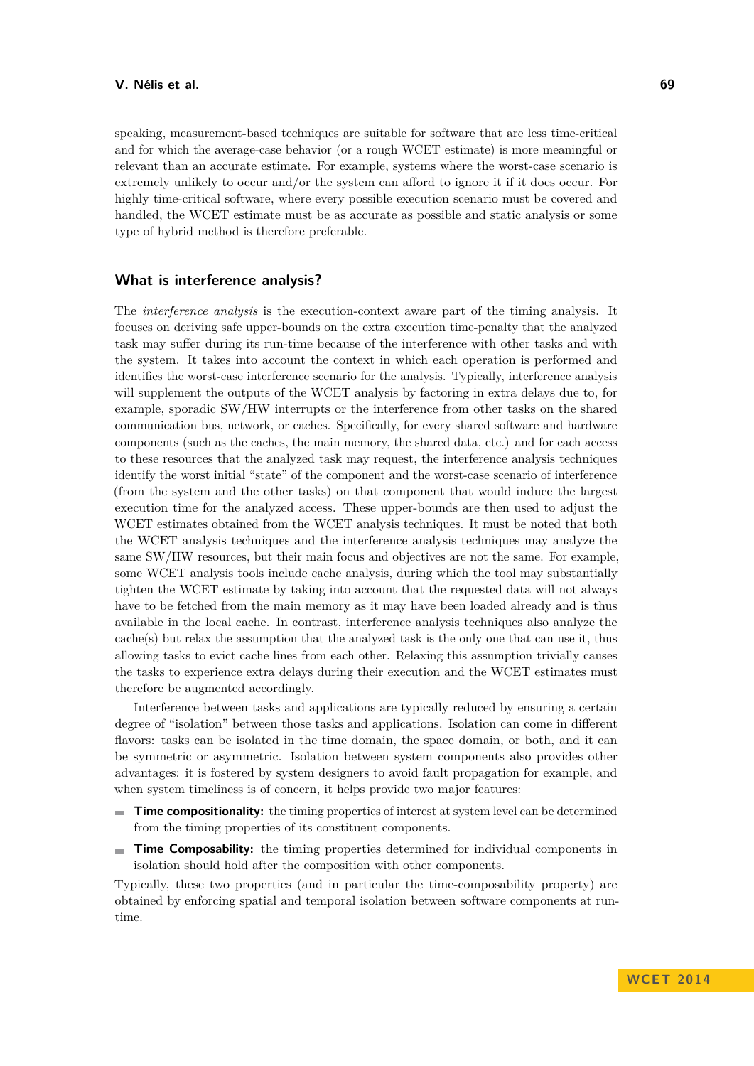speaking, measurement-based techniques are suitable for software that are less time-critical and for which the average-case behavior (or a rough WCET estimate) is more meaningful or relevant than an accurate estimate. For example, systems where the worst-case scenario is extremely unlikely to occur and/or the system can afford to ignore it if it does occur. For highly time-critical software, where every possible execution scenario must be covered and handled, the WCET estimate must be as accurate as possible and static analysis or some type of hybrid method is therefore preferable.

## What is interference analysis?

The *interference analysis* is the execution-context aware part of the timing analysis. It focuses on deriving safe upper-bounds on the extra execution time-penalty that the analyzed task may suffer during its run-time because of the interference with other tasks and with the system. It takes into account the context in which each operation is performed and identifies the worst-case interference scenario for the analysis. Typically, interference analysis will supplement the outputs of the WCET analysis by factoring in extra delays due to, for example, sporadic SW/HW interrupts or the interference from other tasks on the shared communication bus, network, or caches. Specifically, for every shared software and hardware components (such as the caches, the main memory, the shared data, etc.) and for each access to these resources that the analyzed task may request, the interference analysis techniques identify the worst initial "state" of the component and the worst-case scenario of interference (from the system and the other tasks) on that component that would induce the largest execution time for the analyzed access. These upper-bounds are then used to adjust the WCET estimates obtained from the WCET analysis techniques. It must be noted that both the WCET analysis techniques and the interference analysis techniques may analyze the same SW/HW resources, but their main focus and objectives are not the same. For example, some WCET analysis tools include cache analysis, during which the tool may substantially tighten the WCET estimate by taking into account that the requested data will not always have to be fetched from the main memory as it may have been loaded already and is thus available in the local cache. In contrast, interference analysis techniques also analyze the cache(s) but relax the assumption that the analyzed task is the only one that can use it, thus allowing tasks to evict cache lines from each other. Relaxing this assumption trivially causes the tasks to experience extra delays during their execution and the WCET estimates must therefore be augmented accordingly.

Interference between tasks and applications are typically reduced by ensuring a certain degree of "isolation" between those tasks and applications. Isolation can come in different flavors: tasks can be isolated in the time domain, the space domain, or both, and it can be symmetric or asymmetric. Isolation between system components also provides other advantages: it is fostered by system designers to avoid fault propagation for example, and when system timeliness is of concern, it helps provide two major features:

- **Time compositionality:** the timing properties of interest at system level can be determined from the timing properties of its constituent components.
- **Time Composability:** the timing properties determined for individual components in isolation should hold after the composition with other components.

Typically, these two properties (and in particular the time-composability property) are obtained by enforcing spatial and temporal isolation between software components at run-time.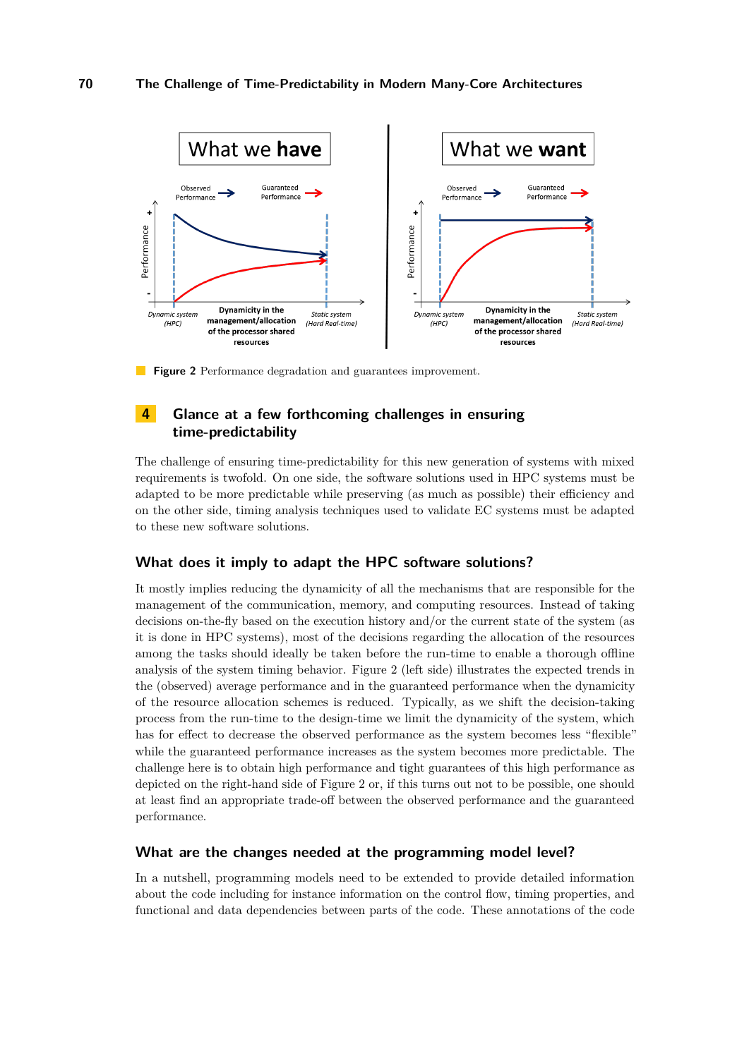**Figure 2** Performance degradation and guarantees improvement.

## 4 Glance at a few forthcoming challenges in ensuring time-predictability

The challenge of ensuring time-predictability for this new generation of systems with mixed requirements is twofold. On one side, the software solutions used in HPC systems must be adapted to be more predictable while preserving (as much as possible) their efficiency and on the other side, timing analysis techniques used to validate EC systems must be adapted to these new software solutions.

### What does it imply to adapt the HPC software solutions?

It mostly implies reducing the dynamicity of all the mechanisms that are responsible for the management of the communication, memory, and computing resources. Instead of taking decisions on-the-fly based on the execution history and/or the current state of the system (as it is done in HPC systems), most of the decisions regarding the allocation of the resources among the tasks should ideally be taken before the run-time to enable a thorough offline analysis of the system timing behavior. Figure 2 (left side) illustrates the expected trends in the (observed) average performance and in the guaranteed performance when the dynamicity of the resource allocation schemes is reduced. Typically, as we shift the decision-taking process from the run-time to the design-time we limit the dynamicity of the system, which has for effect to decrease the observed performance as the system becomes less "flexible" while the guaranteed performance increases as the system becomes more predictable. The challenge here is to obtain high performance and tight guarantees of this high performance as depicted on the right-hand side of Figure 2 or, if this turns out not to be possible, one should at least find an appropriate trade-off between the observed performance and the guaranteed performance.

### What are the changes needed at the programming model level?

In a nutshell, programming models need to be extended to provide detailed information about the code including for instance information on the control flow, timing properties, and functional and data dependencies between parts of the code. These annotations of the code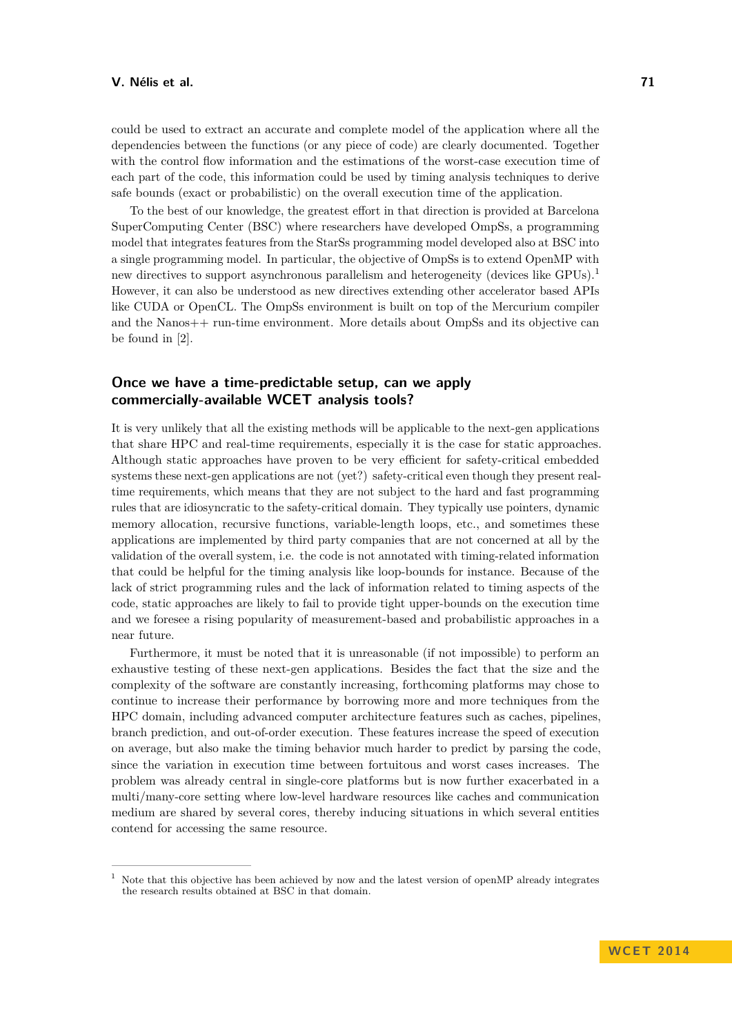could be used to extract an accurate and complete model of the application where all the dependencies between the functions (or any piece of code) are clearly documented. Together with the control flow information and the estimations of the worst-case execution time of each part of the code, this information could be used by timing analysis techniques to derive safe bounds (exact or probabilistic) on the overall execution time of the application.

To the best of our knowledge, the greatest effort in that direction is provided at Barcelona SuperComputing Center (BSC) where researchers have developed OmpSs, a programming model that integrates features from the StarSs programming model developed also at BSC into a single programming model. In particular, the objective of OmpSs is to extend OpenMP with new directives to support asynchronous parallelism and heterogeneity (devices like GPUs).[1] However, it can also be understood as new directives extending other accelerator based APIs like CUDA or OpenCL. The OmpSs environment is built on top of the Mercurium compiler and the Nanos++ run-time environment. More details about OmpSs and its objective can be found in [2].

## Once we have a time-predictable setup, can we apply commercially-available WCET analysis tools?

It is very unlikely that all the existing methods will be applicable to the next-gen applications that share HPC and real-time requirements, especially it is the case for static approaches. Although static approaches have proven to be very efficient for safety-critical embedded systems these next-gen applications are not (yet?) safety-critical even though they present real-time requirements, which means that they are not subject to the hard and fast programming rules that are idiosyncratic to the safety-critical domain. They typically use pointers, dynamic memory allocation, recursive functions, variable-length loops, etc., and sometimes these applications are implemented by third party companies that are not concerned at all by the validation of the overall system, i.e. the code is not annotated with timing-related information that could be helpful for the timing analysis like loop-bounds for instance. Because of the lack of strict programming rules and the lack of information related to timing aspects of the code, static approaches are likely to fail to provide tight upper-bounds on the execution time and we foresee a rising popularity of measurement-based and probabilistic approaches in a near future.

Furthermore, it must be noted that it is unreasonable (if not impossible) to perform an exhaustive testing of these next-gen applications. Besides the fact that the size and the complexity of the software are constantly increasing, forthcoming platforms may chose to continue to increase their performance by borrowing more and more techniques from the HPC domain, including advanced computer architecture features such as caches, pipelines, branch prediction, and out-of-order execution. These features increase the speed of execution on average, but also make the timing behavior much harder to predict by parsing the code, since the variation in execution time between fortuitous and worst cases increases. The problem was already central in single-core platforms but is now further exacerbated in a multi/many-core setting where low-level hardware resources like caches and communication medium are shared by several cores, thereby inducing situations in which several entities contend for accessing the same resource.

---

[1] Note that this objective has been achieved by now and the latest version of openMP already integrates the research results obtained at BSC in that domain.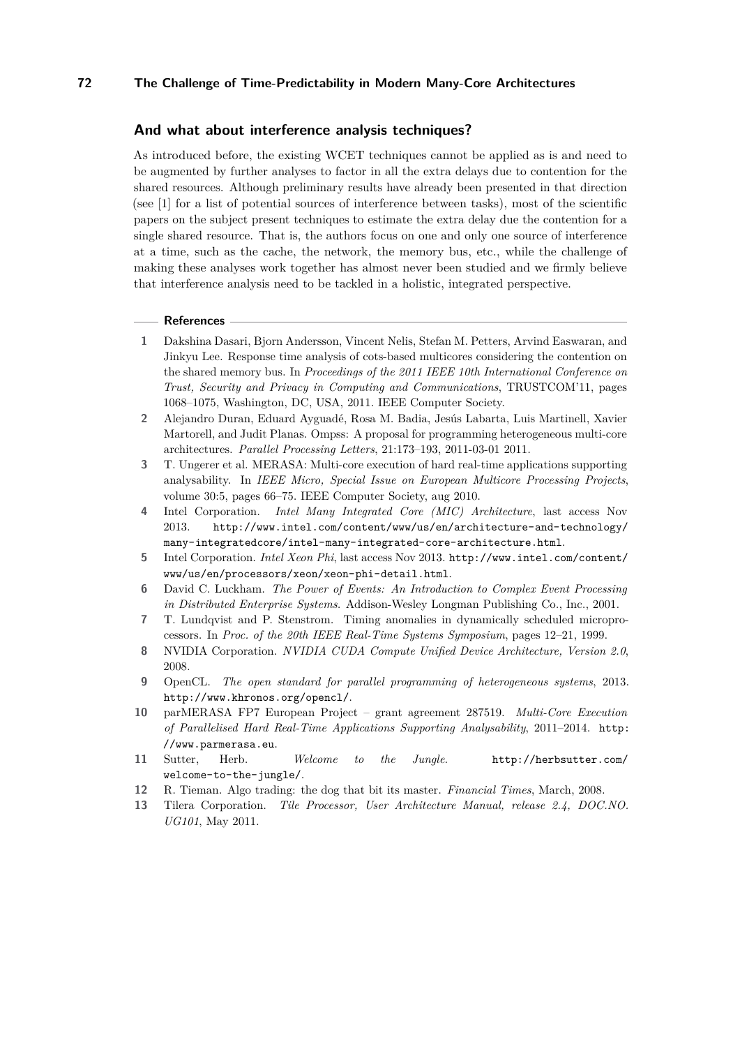### And what about interference analysis techniques?

As introduced before, the existing WCET techniques cannot be applied as is and need to be augmented by further analyses to factor in all the extra delays due to contention for the shared resources. Although preliminary results have already been presented in that direction (see [1] for a list of potential sources of interference between tasks), most of the scientific papers on the subject present techniques to estimate the extra delay due the contention for a single shared resource. That is, the authors focus on one and only one source of interference at a time, such as the cache, the network, the memory bus, etc., while the challenge of making these analyses work together has almost never been studied and we firmly believe that interference analysis need to be tackled in a holistic, integrated perspective.

#### References

1. Dakshina Dasari, Bjorn Andersson, Vincent Nelis, Stefan M. Petters, Arvind Easwaran, and Jinkyu Lee. Response time analysis of cots-based multicores considering the contention on the shared memory bus. In *Proceedings of the 2011 IEEE 10th International Conference on Trust, Security and Privacy in Computing and Communications*, TRUSTCOM'11, pages 1068–1075, Washington, DC, USA, 2011. IEEE Computer Society.
2. Alejandro Duran, Eduard Ayguadé, Rosa M. Badia, Jesús Labarta, Luis Martinell, Xavier Martorell, and Judit Planas. Ompss: A proposal for programming heterogeneous multi-core architectures. *Parallel Processing Letters*, 21:173–193, 2011-03-01 2011.
3. T. Ungerer et al. MERASA: Multi-core execution of hard real-time applications supporting analysability. In *IEEE Micro, Special Issue on European Multicore Processing Projects*, volume 30:5, pages 66–75. IEEE Computer Society, aug 2010.
4. Intel Corporation. *Intel Many Integrated Core (MIC) Architecture*, last access Nov 2013. http://www.intel.com/content/www/us/en/architecture-and-technology/many-integratedcore/intel-many-integrated-core-architecture.html.
5. Intel Corporation. *Intel Xeon Phi*, last access Nov 2013. http://www.intel.com/content/www/us/en/processors/xeon/xeon-phi-detail.html.
6. David C. Luckham. *The Power of Events: An Introduction to Complex Event Processing in Distributed Enterprise Systems*. Addison-Wesley Longman Publishing Co., Inc., 2001.
7. T. Lundqvist and P. Stenstrom. Timing anomalies in dynamically scheduled microprocessors. In *Proc. of the 20th IEEE Real-Time Systems Symposium*, pages 12–21, 1999.
8. NVIDIA Corporation. *NVIDIA CUDA Compute Unified Device Architecture, Version 2.0*, 2008.
9. OpenCL. *The open standard for parallel programming of heterogeneous systems*, 2013. http://www.khronos.org/opencl/.
10. parMERASA FP7 European Project – grant agreement 287519. *Multi-Core Execution of Parallelised Hard Real-Time Applications Supporting Analysability*, 2011–2014. http://www.parmerasa.eu.
11. Sutter, Herb. *Welcome to the Jungle*. http://herbsutter.com/welcome-to-the-jungle/.
12. R. Tieman. Algo trading: the dog that bit its master. *Financial Times*, March, 2008.
13. Tilera Corporation. *Tile Processor, User Architecture Manual, release 2.4, DOC.NO. UG101*, May 2011.